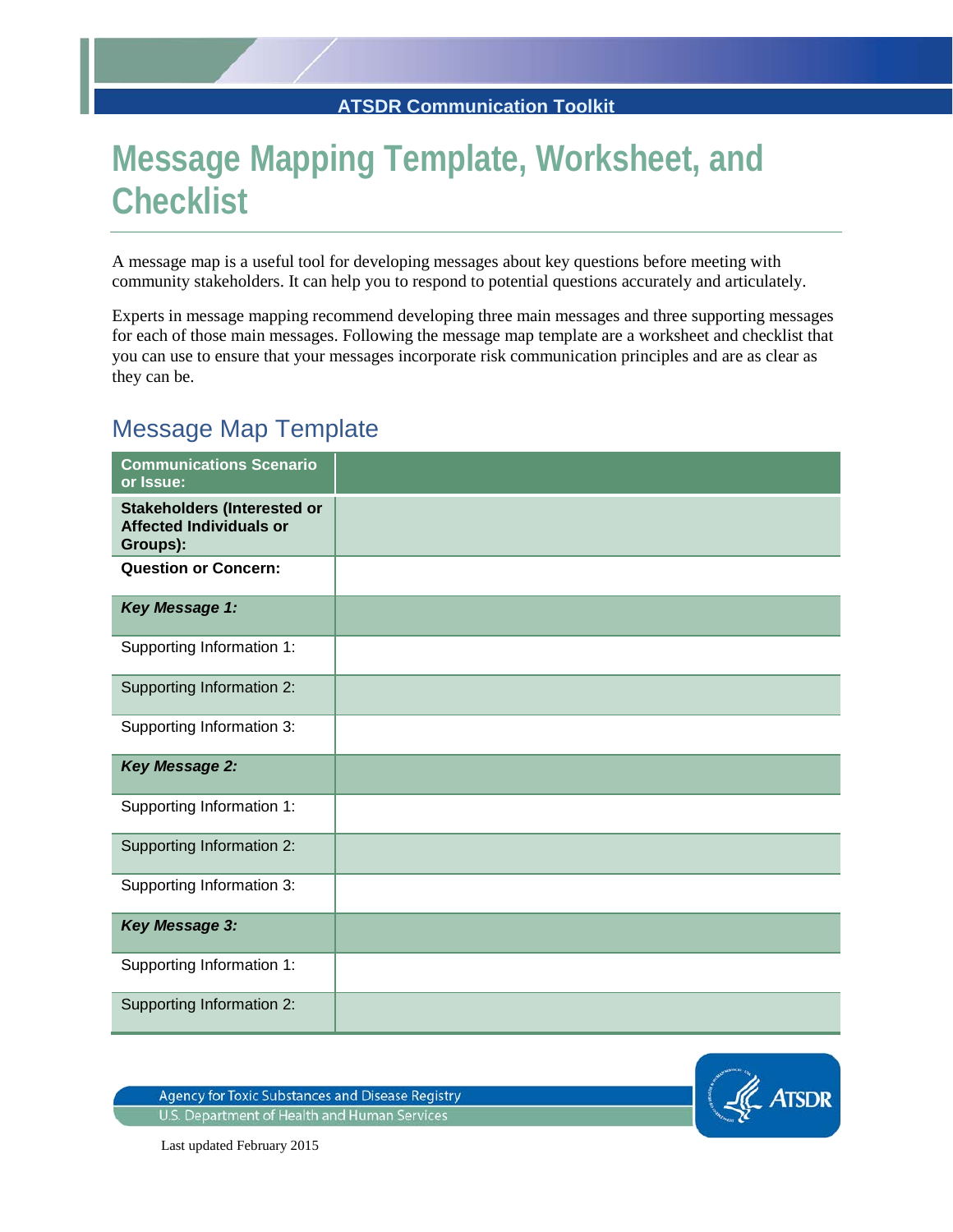# Message Mapping Template, Worksheet, and Checklist

A message map is a useful tool for developing messages about key questions before meeting with community stakeholders. It can help you to respond to potential questions accurately and articulately.

Experts in message mapping recommend developing three main messages and three supporting messages for each of those main messages. Following the message map template are a worksheet and checklist that you can use to ensure that your messages incorporate risk communication principles and are as clear as they can be.

## Message Map Template

| **Communications Scenario or Issue:** | |
|---|---|
| **Stakeholders (Interested or Affected Individuals or Groups):** | |
| **Question or Concern:** | |
| ***Key Message 1:*** | |
| Supporting Information 1: | |
| Supporting Information 2: | |
| Supporting Information 3: | |
| ***Key Message 2:*** | |
| Supporting Information 1: | |
| Supporting Information 2: | |
| Supporting Information 3: | |
| ***Key Message 3:*** | |
| Supporting Information 1: | |
| Supporting Information 2: | |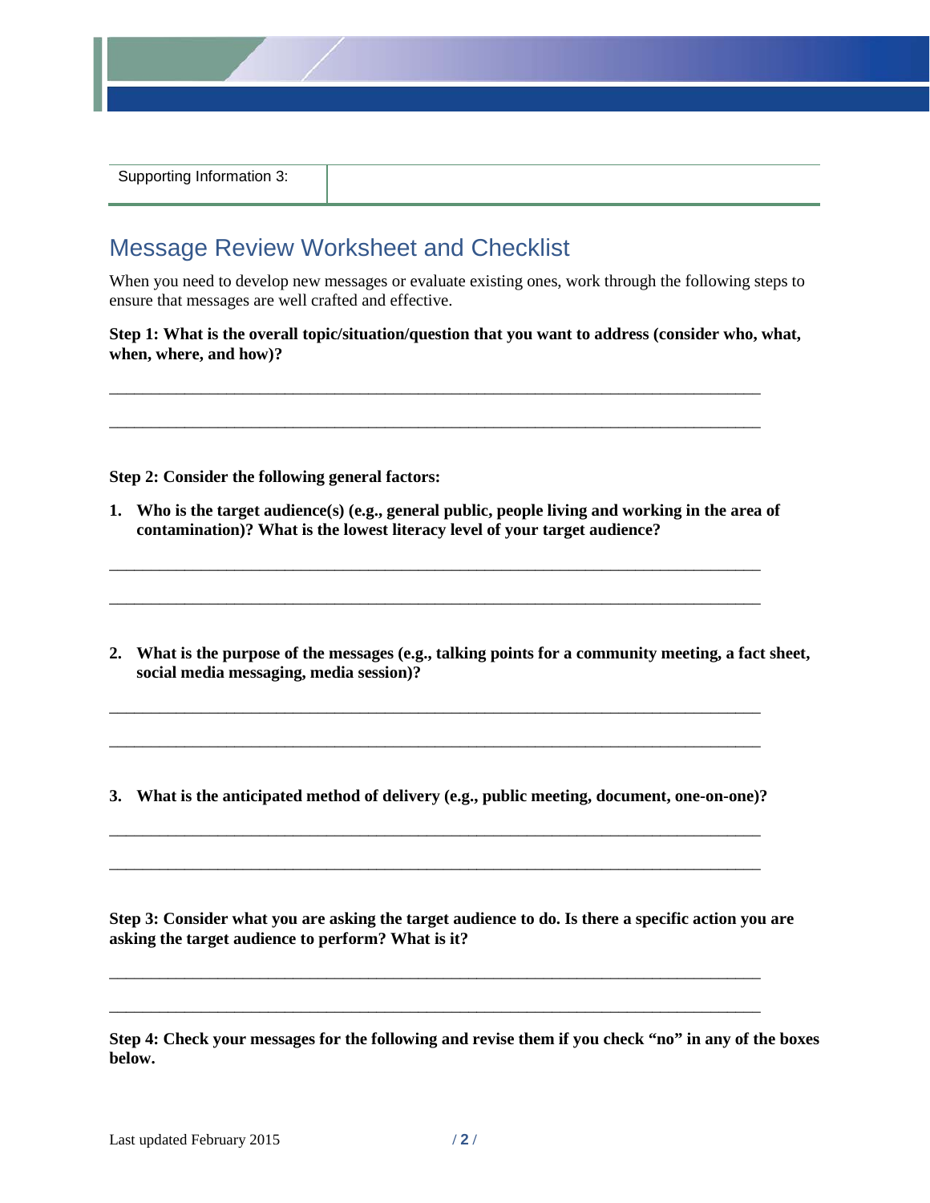| Supporting Information 3: | |
|---|---|

## Message Review Worksheet and Checklist

When you need to develop new messages or evaluate existing ones, work through the following steps to ensure that messages are well crafted and effective.

**Step 1: What is the overall topic/situation/question that you want to address (consider who, what, when, where, and how)?**

______________________________________________________________________________

______________________________________________________________________________

**Step 2: Consider the following general factors:**

1. **Who is the target audience(s) (e.g., general public, people living and working in the area of contamination)? What is the lowest literacy level of your target audience?**

______________________________________________________________________________

______________________________________________________________________________

2. **What is the purpose of the messages (e.g., talking points for a community meeting, a fact sheet, social media messaging, media session)?**

______________________________________________________________________________

______________________________________________________________________________

3. **What is the anticipated method of delivery (e.g., public meeting, document, one-on-one)?**

______________________________________________________________________________

______________________________________________________________________________

**Step 3: Consider what you are asking the target audience to do. Is there a specific action you are asking the target audience to perform? What is it?**

______________________________________________________________________________

______________________________________________________________________________

**Step 4: Check your messages for the following and revise them if you check "no" in any of the boxes below.**

Last updated February 2015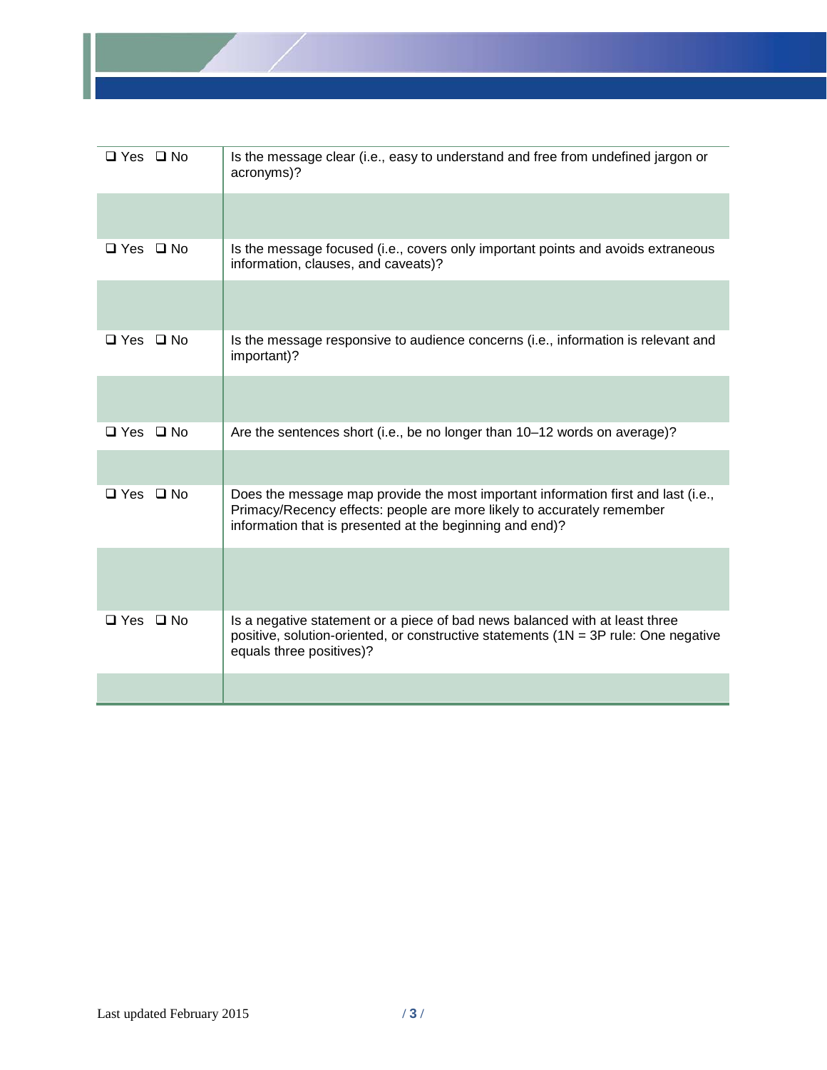| | |
|---|---|
| ❑ Yes ❑ No | Is the message clear (i.e., easy to understand and free from undefined jargon or acronyms)? |
| | |
| ❑ Yes ❑ No | Is the message focused (i.e., covers only important points and avoids extraneous information, clauses, and caveats)? |
| | |
| ❑ Yes ❑ No | Is the message responsive to audience concerns (i.e., information is relevant and important)? |
| | |
| ❑ Yes ❑ No | Are the sentences short (i.e., be no longer than 10–12 words on average)? |
| | |
| ❑ Yes ❑ No | Does the message map provide the most important information first and last (i.e., Primacy/Recency effects: people are more likely to accurately remember information that is presented at the beginning and end)? |
| | |
| ❑ Yes ❑ No | Is a negative statement or a piece of bad news balanced with at least three positive, solution-oriented, or constructive statements (1N = 3P rule: One negative equals three positives)? |
| | |

Last updated February 2015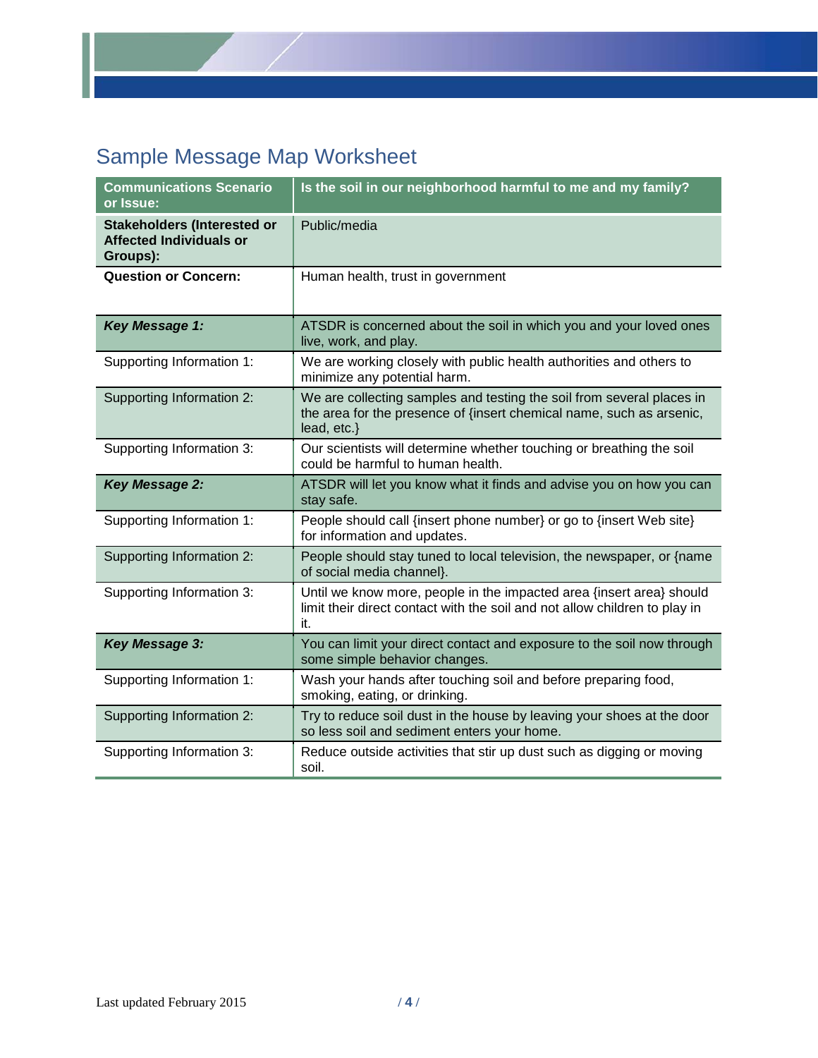## Sample Message Map Worksheet

| **Communications Scenario or Issue:** | **Is the soil in our neighborhood harmful to me and my family?** |
|---|---|
| **Stakeholders (Interested or Affected Individuals or Groups):** | Public/media |
| **Question or Concern:** | Human health, trust in government |
| ***Key Message 1:*** | ATSDR is concerned about the soil in which you and your loved ones live, work, and play. |
| Supporting Information 1: | We are working closely with public health authorities and others to minimize any potential harm. |
| Supporting Information 2: | We are collecting samples and testing the soil from several places in the area for the presence of {insert chemical name, such as arsenic, lead, etc.} |
| Supporting Information 3: | Our scientists will determine whether touching or breathing the soil could be harmful to human health. |
| ***Key Message 2:*** | ATSDR will let you know what it finds and advise you on how you can stay safe. |
| Supporting Information 1: | People should call {insert phone number} or go to {insert Web site} for information and updates. |
| Supporting Information 2: | People should stay tuned to local television, the newspaper, or {name of social media channel}. |
| Supporting Information 3: | Until we know more, people in the impacted area {insert area} should limit their direct contact with the soil and not allow children to play in it. |
| ***Key Message 3:*** | You can limit your direct contact and exposure to the soil now through some simple behavior changes. |
| Supporting Information 1: | Wash your hands after touching soil and before preparing food, smoking, eating, or drinking. |
| Supporting Information 2: | Try to reduce soil dust in the house by leaving your shoes at the door so less soil and sediment enters your home. |
| Supporting Information 3: | Reduce outside activities that stir up dust such as digging or moving soil. |

Last updated February 2015